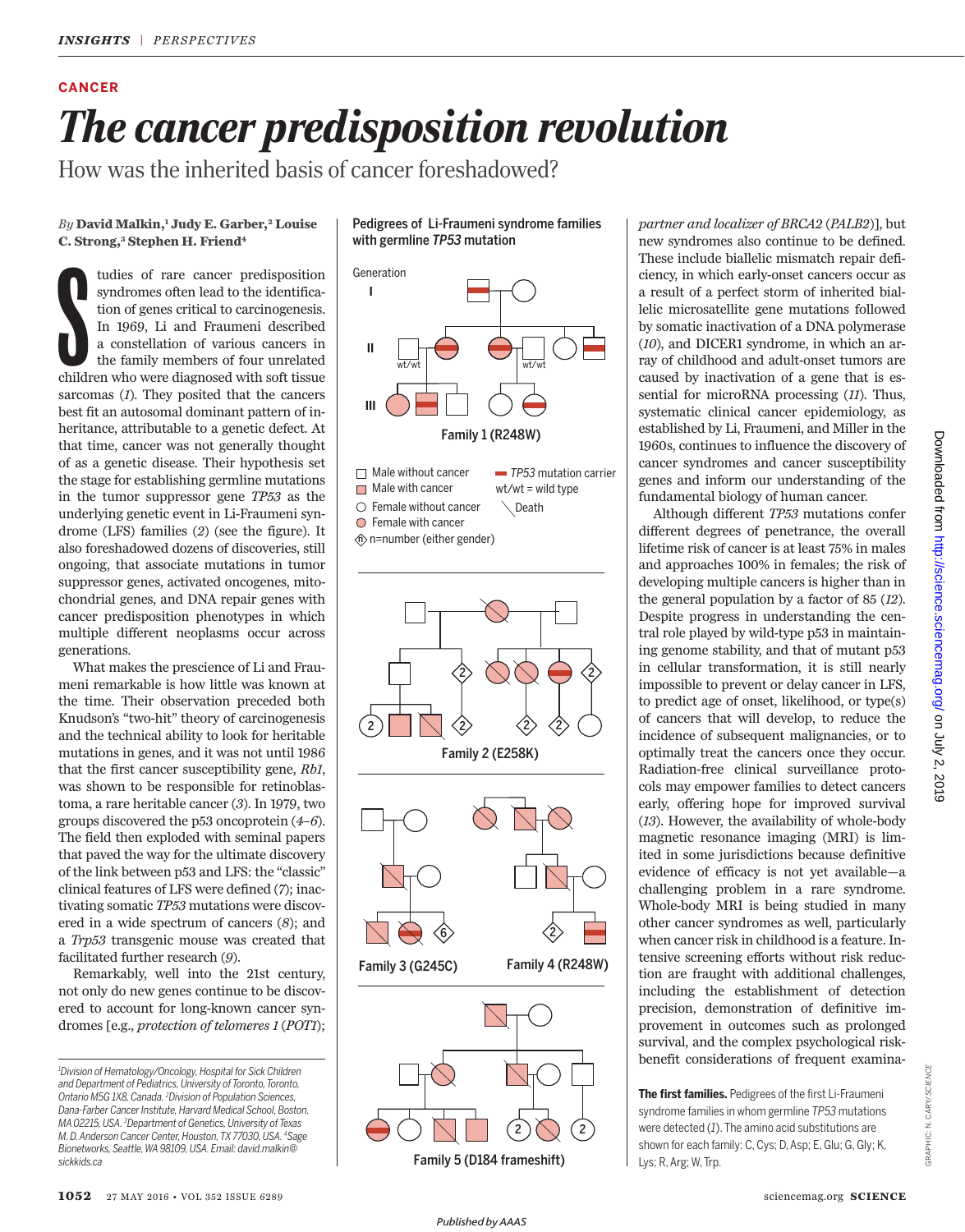CANCER

# The cancer predisposition revolution

## How was the inherited basis of cancer foreshadowed?

*By* **David Malkin,[1] Judy E. Garber,[2] Louise C. Strong,[3] Stephen H. Friend[4]**

Studies of rare cancer predisposition syndromes often lead to the identification of genes critical to carcinogenesis. In 1969, Li and Fraumeni described a constellation of various cancers in the family members of four unrelated children who were diagnosed with soft tissue sarcomas (*1*). They posited that the cancers best fit an autosomal dominant pattern of inheritance, attributable to a genetic defect. At that time, cancer was not generally thought of as a genetic disease. Their hypothesis set the stage for establishing germline mutations in the tumor suppressor gene *TP53* as the underlying genetic event in Li-Fraumeni syndrome (LFS) families (*2*) (see the figure). It also foreshadowed dozens of discoveries, still ongoing, that associate mutations in tumor suppressor genes, activated oncogenes, mitochondrial genes, and DNA repair genes with cancer predisposition phenotypes in which multiple different neoplasms occur across generations.

What makes the prescience of Li and Fraumeni remarkable is how little was known at the time. Their observation preceded both Knudson's "two-hit" theory of carcinogenesis and the technical ability to look for heritable mutations in genes, and it was not until 1986 that the first cancer susceptibility gene, *Rb1*, was shown to be responsible for retinoblastoma, a rare heritable cancer (*3*). In 1979, two groups discovered the p53 oncoprotein (*4*–*6*). The field then exploded with seminal papers that paved the way for the ultimate discovery of the link between p53 and LFS: the "classic" clinical features of LFS were defined (*7*); inactivating somatic *TP53* mutations were discovered in a wide spectrum of cancers (*8*); and a *Trp53* transgenic mouse was created that facilitated further research (*9*).

Remarkably, well into the 21st century, not only do new genes continue to be discovered to account for long-known cancer syndromes [e.g., *protection of telomeres 1* (*POT1*); *partner and localizer of BRCA2* (*PALB2*)], but new syndromes also continue to be defined. These include biallelic mismatch repair deficiency, in which early-onset cancers occur as a result of a perfect storm of inherited biallelic microsatellite gene mutations followed by somatic inactivation of a DNA polymerase (*10*), and DICER1 syndrome, in which an array of childhood and adult-onset tumors are caused by inactivation of a gene that is essential for microRNA processing (*11*). Thus, systematic clinical cancer epidemiology, as established by Li, Fraumeni, and Miller in the 1960s, continues to influence the discovery of cancer syndromes and cancer susceptibility genes and inform our understanding of the fundamental biology of human cancer.

Although different *TP53* mutations confer different degrees of penetrance, the overall lifetime risk of cancer is at least 75% in males and approaches 100% in females; the risk of developing multiple cancers is higher than in the general population by a factor of 85 (*12*). Despite progress in understanding the central role played by wild-type p53 in maintaining genome stability, and that of mutant p53 in cellular transformation, it is still nearly impossible to prevent or delay cancer in LFS, to predict age of onset, likelihood, or type(s) of cancers that will develop, to reduce the incidence of subsequent malignancies, or to optimally treat the cancers once they occur. Radiation-free clinical surveillance protocols may empower families to detect cancers early, offering hope for improved survival (*13*). However, the availability of whole-body magnetic resonance imaging (MRI) is limited in some jurisdictions because definitive evidence of efficacy is not yet available—a challenging problem in a rare syndrome. Whole-body MRI is being studied in many other cancer syndromes as well, particularly when cancer risk in childhood is a feature. Intensive screening efforts without risk reduction are fraught with additional challenges, including the establishment of detection precision, demonstration of definitive improvement in outcomes such as prolonged survival, and the complex psychological risk-benefit considerations of frequent examina-

**Pedigrees of Li-Fraumeni syndrome families with germline *TP53* mutation**

Generation I, II, III

Family 1 (R248W)

Male without cancer; Male with cancer; Female without cancer; Female with cancer; n=number (either gender); *TP53* mutation carrier; wt/wt = wild type; Death

Family 2 (E258K)

Family 3 (G245C)

Family 4 (R248W)

Family 5 (D184 frameshift)

**The first families.** Pedigrees of the first Li-Fraumeni syndrome families in whom germline *TP53* mutations were detected (*1*). The amino acid substitutions are shown for each family: C, Cys; D, Asp; E, Glu; G, Gly; K, Lys; R, Arg; W, Trp.

GRAPHIC: N. CARY/SCIENCE

[1]Division of Hematology/Oncology, Hospital for Sick Children and Department of Pediatrics, University of Toronto, Toronto, Ontario M5G 1X8, Canada. [2]Division of Population Sciences, Dana-Farber Cancer Institute, Harvard Medical School, Boston, MA 02215, USA. [3]Department of Genetics, University of Texas M.D. Anderson Cancer Center, Houston, TX 77030, USA. [4]Sage Bionetworks, Seattle, WA 98109, USA. Email: david.malkin@sickkids.ca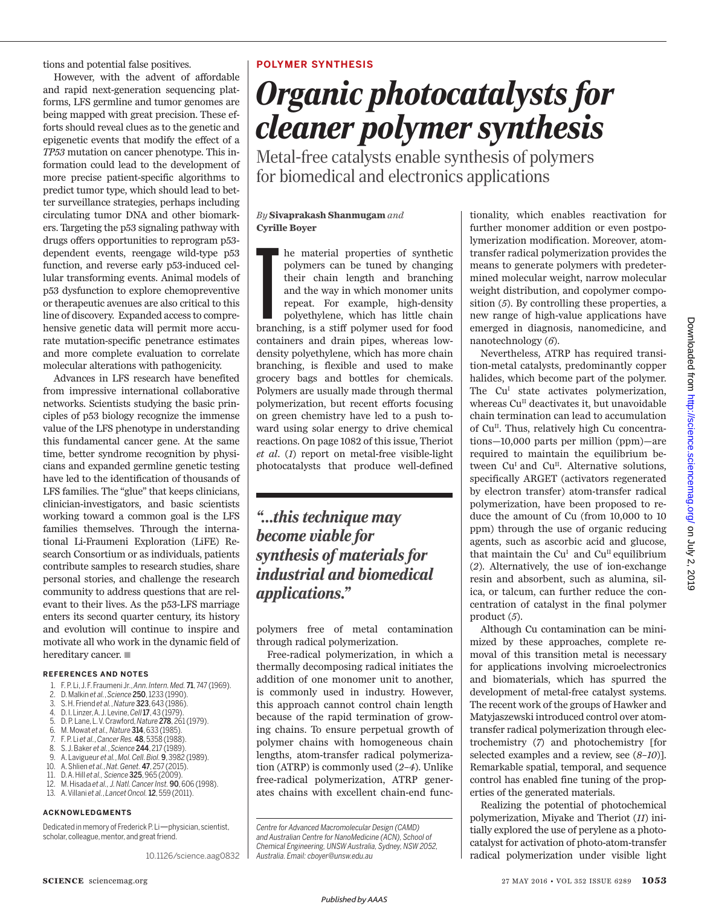tions and potential false positives.

However, with the advent of affordable and rapid next-generation sequencing platforms, LFS germline and tumor genomes are being mapped with great precision. These efforts should reveal clues as to the genetic and epigenetic events that modify the effect of a *TP53* mutation on cancer phenotype. This information could lead to the development of more precise patient-specific algorithms to predict tumor type, which should lead to better surveillance strategies, perhaps including circulating tumor DNA and other biomarkers. Targeting the p53 signaling pathway with drugs offers opportunities to reprogram p53-dependent events, reengage wild-type p53 function, and reverse early p53-induced cellular transforming events. Animal models of p53 dysfunction to explore chemopreventive or therapeutic avenues are also critical to this line of discovery. Expanded access to comprehensive genetic data will permit more accurate mutation-specific penetrance estimates and more complete evaluation to correlate molecular alterations with pathogenicity.

Advances in LFS research have benefited from impressive international collaborative networks. Scientists studying the basic principles of p53 biology recognize the immense value of the LFS phenotype in understanding this fundamental cancer gene. At the same time, better syndrome recognition by physicians and expanded germline genetic testing have led to the identification of thousands of LFS families. The "glue" that keeps clinicians, clinician-investigators, and basic scientists working toward a common goal is the LFS families themselves. Through the international Li-Fraumeni Exploration (LiFE) Research Consortium or as individuals, patients contribute samples to research studies, share personal stories, and challenge the research community to address questions that are relevant to their lives. As the p53-LFS marriage enters its second quarter century, its history and evolution will continue to inspire and motivate all who work in the dynamic field of hereditary cancer. ■

### REFERENCES AND NOTES

1. F. P. Li, J. F. Fraumeni Jr., *Ann. Intern. Med.* **71**, 747 (1969).
2. D. Malkin *et al.*, *Science* **250**, 1233 (1990).
3. S. H. Friend *et al.*, *Nature* **323**, 643 (1986).
4. D. I. Linzer, A. J. Levine, *Cell* **17**, 43 (1979).
5. D. P. Lane, L. V. Crawford, *Nature* **278**, 261 (1979).
6. M. Mowat *et al.*, *Nature* **314**, 633 (1985).
7. F. P. Li *et al.*, *Cancer Res.* **48**, 5358 (1988).
8. S. J. Baker *et al.*, *Science* **244**, 217 (1989).
9. A. Lavigueur *et al.*, *Mol. Cell. Biol.* **9**, 3982 (1989).
10. A. Shlien *et al.*, *Nat. Genet.* **47**, 257 (2015).
11. D. A. Hill *et al.*, *Science* **325**, 965 (2009).
12. M. Hisada *et al.*, *J. Natl. Cancer Inst.* **90**, 606 (1998).
13. A. Villani *et al.*, *Lancet Oncol.* **12**, 559 (2011).

### ACKNOWLEDGMENTS

Dedicated in memory of Frederick P. Li—physician, scientist, scholar, colleague, mentor, and great friend.

10.1126/science.aag0832

**POLYMER SYNTHESIS**

# *Organic photocatalysts for cleaner polymer synthesis*

## Metal-free catalysts enable synthesis of polymers for biomedical and electronics applications

*By* **Sivaprakash Shanmugam** *and* **Cyrille Boyer**

The material properties of synthetic polymers can be tuned by changing their chain length and branching and the way in which monomer units repeat. For example, high-density polyethylene, which has little chain branching, is a stiff polymer used for food containers and drain pipes, whereas low-density polyethylene, which has more chain branching, is flexible and used to make grocery bags and bottles for chemicals. Polymers are usually made through thermal polymerization, but recent efforts focusing on green chemistry have led to a push toward using solar energy to drive chemical reactions. On page 1082 of this issue, Theriot *et al.* (*1*) report on metal-free visible-light photocatalysts that produce well-defined polymers free of metal contamination through radical polymerization.

> *"...this technique may become viable for synthesis of materials for industrial and biomedical applications."*

Free-radical polymerization, in which a thermally decomposing radical initiates the addition of one monomer unit to another, is commonly used in industry. However, this approach cannot control chain length because of the rapid termination of growing chains. To ensure perpetual growth of polymer chains with homogeneous chain lengths, atom-transfer radical polymerization (ATRP) is commonly used (*2*–*4*). Unlike free-radical polymerization, ATRP generates chains with excellent chain-end functionality, which enables reactivation for further monomer addition or even postpolymerization modification. Moreover, atom-transfer radical polymerization provides the means to generate polymers with predetermined molecular weight, narrow molecular weight distribution, and copolymer composition (*5*). By controlling these properties, a new range of high-value applications have emerged in diagnosis, nanomedicine, and nanotechnology (*6*).

Nevertheless, ATRP has required transition-metal catalysts, predominantly copper halides, which become part of the polymer. The $Cu^{I}$ state activates polymerization, whereas $Cu^{II}$ deactivates it, but unavoidable chain termination can lead to accumulation of $Cu^{II}$. Thus, relatively high Cu concentrations—10,000 parts per million (ppm)—are required to maintain the equilibrium between $Cu^{I}$ and $Cu^{II}$. Alternative solutions, specifically ARGET (activators regenerated by electron transfer) atom-transfer radical polymerization, have been proposed to reduce the amount of Cu (from 10,000 to 10 ppm) through the use of organic reducing agents, such as ascorbic acid and glucose, that maintain the $Cu^{I}$ and $Cu^{II}$ equilibrium (*2*). Alternatively, the use of ion-exchange resin and absorbent, such as alumina, silica, or talcum, can further reduce the concentration of catalyst in the final polymer product (*5*).

Although Cu contamination can be minimized by these approaches, complete removal of this transition metal is necessary for applications involving microelectronics and biomaterials, which has spurred the development of metal-free catalyst systems. The recent work of the groups of Hawker and Matyjaszewski introduced control over atom-transfer radical polymerization through electrochemistry (*7*) and photochemistry [for selected examples and a review, see (*8*–*10*)]. Remarkable spatial, temporal, and sequence control has enabled fine tuning of the properties of the generated materials.

Realizing the potential of photochemical polymerization, Miyake and Theriot (*11*) initially explored the use of perylene as a photocatalyst for activation of photo-atom-transfer radical polymerization under visible light

*Centre for Advanced Macromolecular Design (CAMD) and Australian Centre for NanoMedicine (ACN), School of Chemical Engineering, UNSW Australia, Sydney, NSW 2052, Australia. Email: cboyer@unsw.edu.au*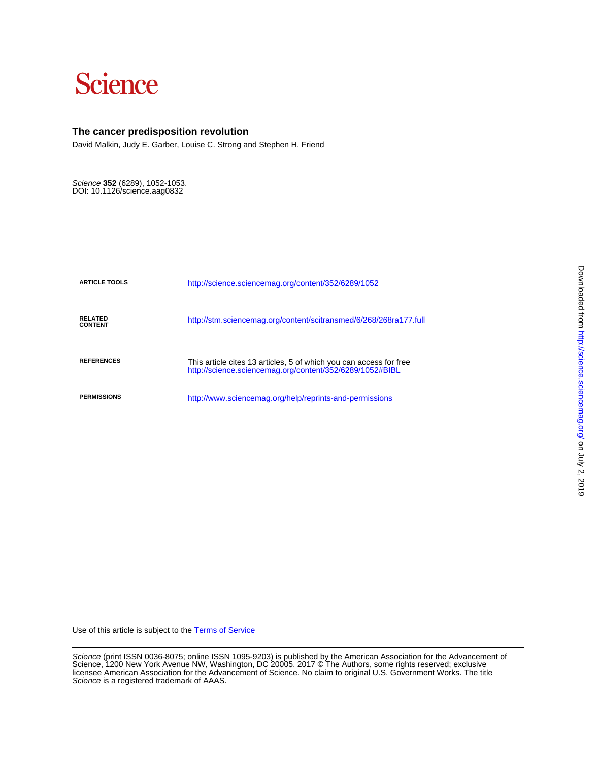# Science

## The cancer predisposition revolution

David Malkin, Judy E. Garber, Louise C. Strong and Stephen H. Friend

*Science* **352** (6289), 1052-1053.
DOI: 10.1126/science.aag0832

| | |
|---|---|
| **ARTICLE TOOLS** | http://science.sciencemag.org/content/352/6289/1052 |
| **RELATED CONTENT** | http://stm.sciencemag.org/content/scitransmed/6/268/268ra177.full |
| **REFERENCES** | This article cites 13 articles, 5 of which you can access for free http://science.sciencemag.org/content/352/6289/1052#BIBL |
| **PERMISSIONS** | http://www.sciencemag.org/help/reprints-and-permissions |

Use of this article is subject to the Terms of Service

*Science* (print ISSN 0036-8075; online ISSN 1095-9203) is published by the American Association for the Advancement of Science, 1200 New York Avenue NW, Washington, DC 20005. 2017 © The Authors, some rights reserved; exclusive licensee American Association for the Advancement of Science. No claim to original U.S. Government Works. The title *Science* is a registered trademark of AAAS.

Downloaded from http://science.sciencemag.org/ on July 2, 2019